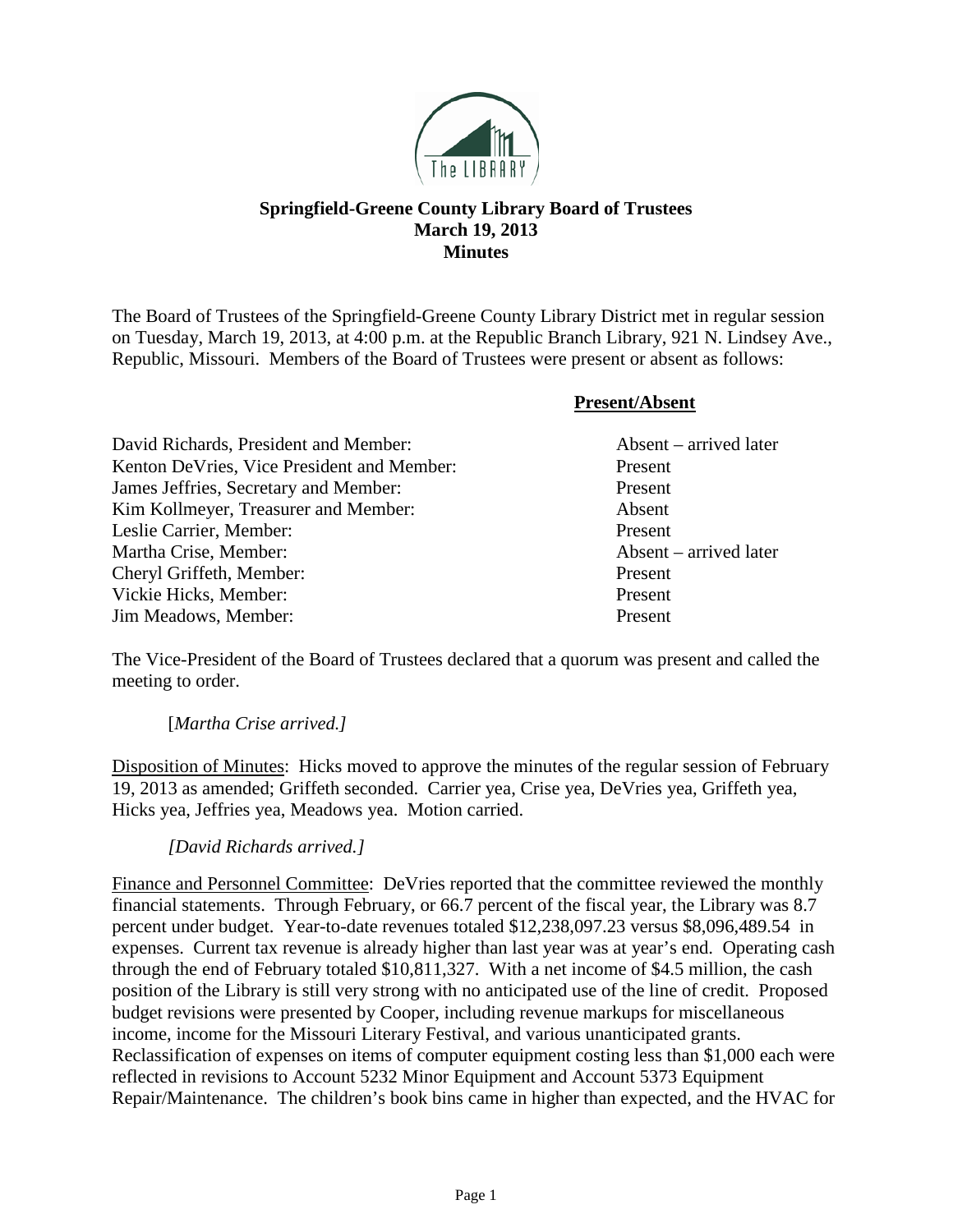**Springfield-Greene County Library Board of Trustees**
**March 19, 2013**
**Minutes**

The Board of Trustees of the Springfield-Greene County Library District met in regular session on Tuesday, March 19, 2013, at 4:00 p.m. at the Republic Branch Library, 921 N. Lindsey Ave., Republic, Missouri. Members of the Board of Trustees were present or absent as follows:

| | **Present/Absent** |
|---|---|
| David Richards, President and Member: | Absent – arrived later |
| Kenton DeVries, Vice President and Member: | Present |
| James Jeffries, Secretary and Member: | Present |
| Kim Kollmeyer, Treasurer and Member: | Absent |
| Leslie Carrier, Member: | Present |
| Martha Crise, Member: | Absent – arrived later |
| Cheryl Griffeth, Member: | Present |
| Vickie Hicks, Member: | Present |
| Jim Meadows, Member: | Present |

The Vice-President of the Board of Trustees declared that a quorum was present and called the meeting to order.

[*Martha Crise arrived.]*

Disposition of Minutes: Hicks moved to approve the minutes of the regular session of February 19, 2013 as amended; Griffeth seconded. Carrier yea, Crise yea, DeVries yea, Griffeth yea, Hicks yea, Jeffries yea, Meadows yea. Motion carried.

*[David Richards arrived.]*

Finance and Personnel Committee: DeVries reported that the committee reviewed the monthly financial statements. Through February, or 66.7 percent of the fiscal year, the Library was 8.7 percent under budget. Year-to-date revenues totaled $12,238,097.23 versus $8,096,489.54 in expenses. Current tax revenue is already higher than last year was at year's end. Operating cash through the end of February totaled $10,811,327. With a net income of $4.5 million, the cash position of the Library is still very strong with no anticipated use of the line of credit. Proposed budget revisions were presented by Cooper, including revenue markups for miscellaneous income, income for the Missouri Literary Festival, and various unanticipated grants. Reclassification of expenses on items of computer equipment costing less than $1,000 each were reflected in revisions to Account 5232 Minor Equipment and Account 5373 Equipment Repair/Maintenance. The children's book bins came in higher than expected, and the HVAC for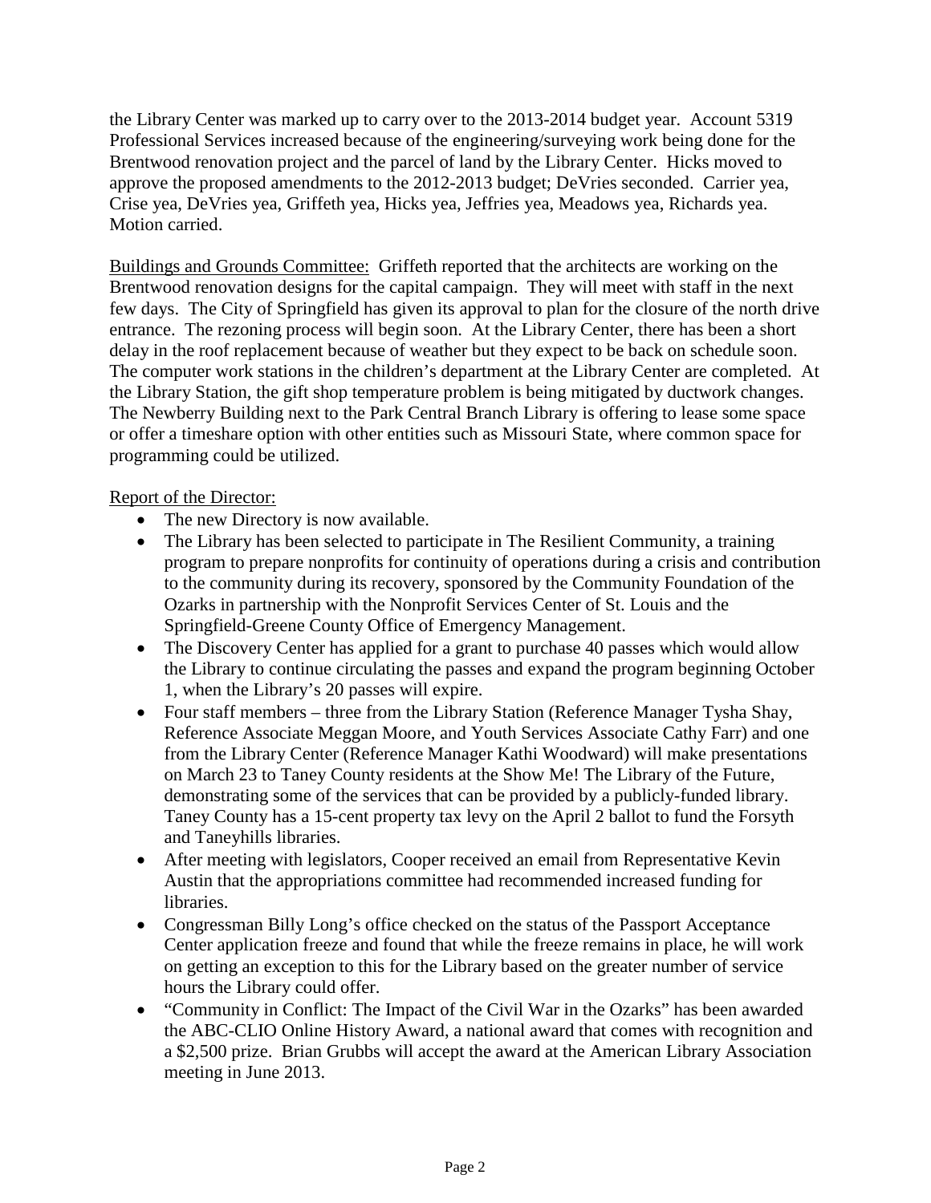the Library Center was marked up to carry over to the 2013-2014 budget year. Account 5319 Professional Services increased because of the engineering/surveying work being done for the Brentwood renovation project and the parcel of land by the Library Center. Hicks moved to approve the proposed amendments to the 2012-2013 budget; DeVries seconded. Carrier yea, Crise yea, DeVries yea, Griffeth yea, Hicks yea, Jeffries yea, Meadows yea, Richards yea. Motion carried.

Buildings and Grounds Committee: Griffeth reported that the architects are working on the Brentwood renovation designs for the capital campaign. They will meet with staff in the next few days. The City of Springfield has given its approval to plan for the closure of the north drive entrance. The rezoning process will begin soon. At the Library Center, there has been a short delay in the roof replacement because of weather but they expect to be back on schedule soon. The computer work stations in the children's department at the Library Center are completed. At the Library Station, the gift shop temperature problem is being mitigated by ductwork changes. The Newberry Building next to the Park Central Branch Library is offering to lease some space or offer a timeshare option with other entities such as Missouri State, where common space for programming could be utilized.

Report of the Director:

- The new Directory is now available.
- The Library has been selected to participate in The Resilient Community, a training program to prepare nonprofits for continuity of operations during a crisis and contribution to the community during its recovery, sponsored by the Community Foundation of the Ozarks in partnership with the Nonprofit Services Center of St. Louis and the Springfield-Greene County Office of Emergency Management.
- The Discovery Center has applied for a grant to purchase 40 passes which would allow the Library to continue circulating the passes and expand the program beginning October 1, when the Library's 20 passes will expire.
- Four staff members – three from the Library Station (Reference Manager Tysha Shay, Reference Associate Meggan Moore, and Youth Services Associate Cathy Farr) and one from the Library Center (Reference Manager Kathi Woodward) will make presentations on March 23 to Taney County residents at the Show Me! The Library of the Future, demonstrating some of the services that can be provided by a publicly-funded library. Taney County has a 15-cent property tax levy on the April 2 ballot to fund the Forsyth and Taneyhills libraries.
- After meeting with legislators, Cooper received an email from Representative Kevin Austin that the appropriations committee had recommended increased funding for libraries.
- Congressman Billy Long's office checked on the status of the Passport Acceptance Center application freeze and found that while the freeze remains in place, he will work on getting an exception to this for the Library based on the greater number of service hours the Library could offer.
- "Community in Conflict: The Impact of the Civil War in the Ozarks" has been awarded the ABC-CLIO Online History Award, a national award that comes with recognition and a $2,500 prize. Brian Grubbs will accept the award at the American Library Association meeting in June 2013.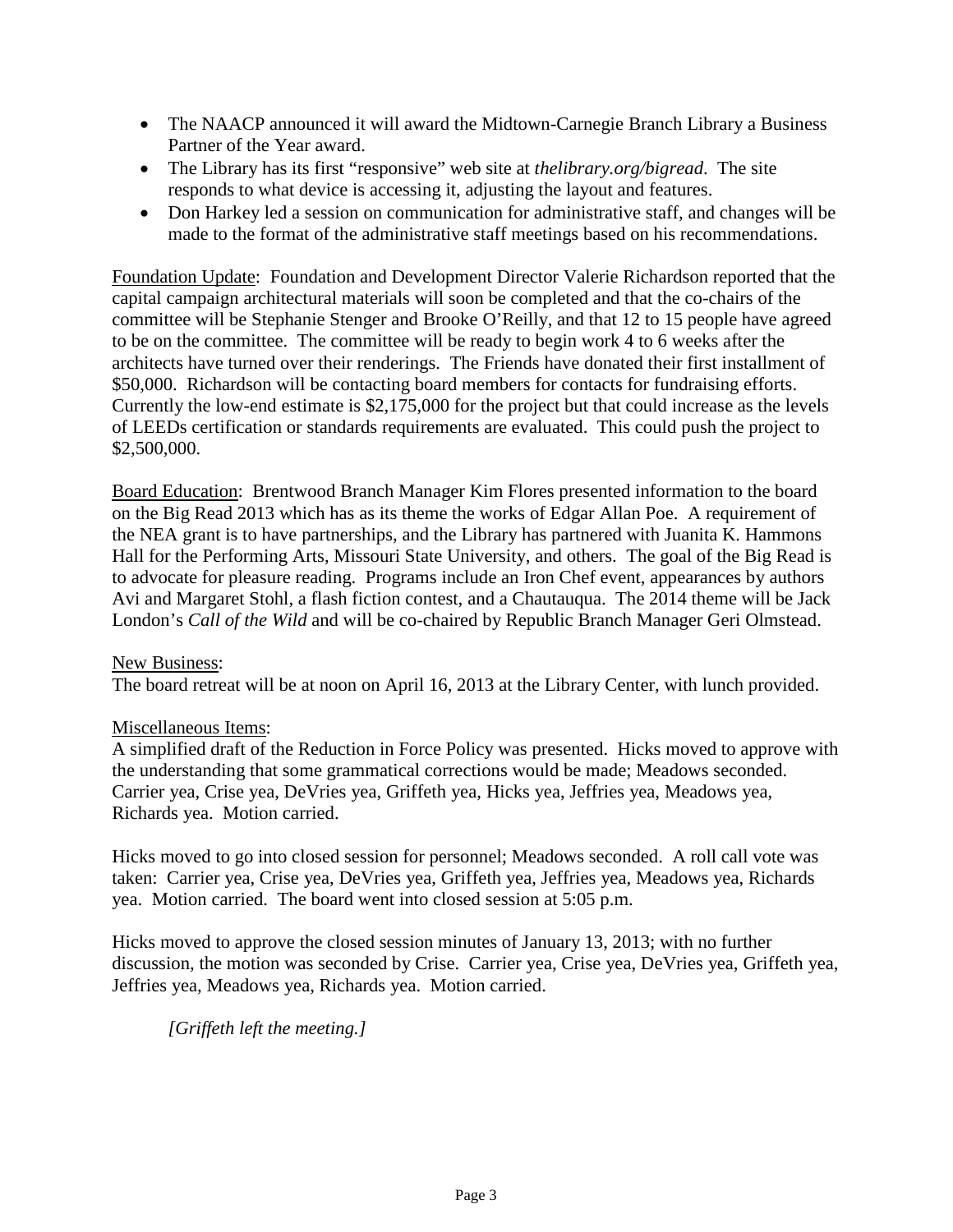- The NAACP announced it will award the Midtown-Carnegie Branch Library a Business Partner of the Year award.
- The Library has its first "responsive" web site at *thelibrary.org/bigread*. The site responds to what device is accessing it, adjusting the layout and features.
- Don Harkey led a session on communication for administrative staff, and changes will be made to the format of the administrative staff meetings based on his recommendations.

Foundation Update: Foundation and Development Director Valerie Richardson reported that the capital campaign architectural materials will soon be completed and that the co-chairs of the committee will be Stephanie Stenger and Brooke O'Reilly, and that 12 to 15 people have agreed to be on the committee. The committee will be ready to begin work 4 to 6 weeks after the architects have turned over their renderings. The Friends have donated their first installment of \$50,000. Richardson will be contacting board members for contacts for fundraising efforts. Currently the low-end estimate is \$2,175,000 for the project but that could increase as the levels of LEEDs certification or standards requirements are evaluated. This could push the project to \$2,500,000.

Board Education: Brentwood Branch Manager Kim Flores presented information to the board on the Big Read 2013 which has as its theme the works of Edgar Allan Poe. A requirement of the NEA grant is to have partnerships, and the Library has partnered with Juanita K. Hammons Hall for the Performing Arts, Missouri State University, and others. The goal of the Big Read is to advocate for pleasure reading. Programs include an Iron Chef event, appearances by authors Avi and Margaret Stohl, a flash fiction contest, and a Chautauqua. The 2014 theme will be Jack London's *Call of the Wild* and will be co-chaired by Republic Branch Manager Geri Olmstead.

New Business:
The board retreat will be at noon on April 16, 2013 at the Library Center, with lunch provided.

Miscellaneous Items:
A simplified draft of the Reduction in Force Policy was presented. Hicks moved to approve with the understanding that some grammatical corrections would be made; Meadows seconded. Carrier yea, Crise yea, DeVries yea, Griffeth yea, Hicks yea, Jeffries yea, Meadows yea, Richards yea. Motion carried.

Hicks moved to go into closed session for personnel; Meadows seconded. A roll call vote was taken: Carrier yea, Crise yea, DeVries yea, Griffeth yea, Jeffries yea, Meadows yea, Richards yea. Motion carried. The board went into closed session at 5:05 p.m.

Hicks moved to approve the closed session minutes of January 13, 2013; with no further discussion, the motion was seconded by Crise. Carrier yea, Crise yea, DeVries yea, Griffeth yea, Jeffries yea, Meadows yea, Richards yea. Motion carried.

*[Griffeth left the meeting.]*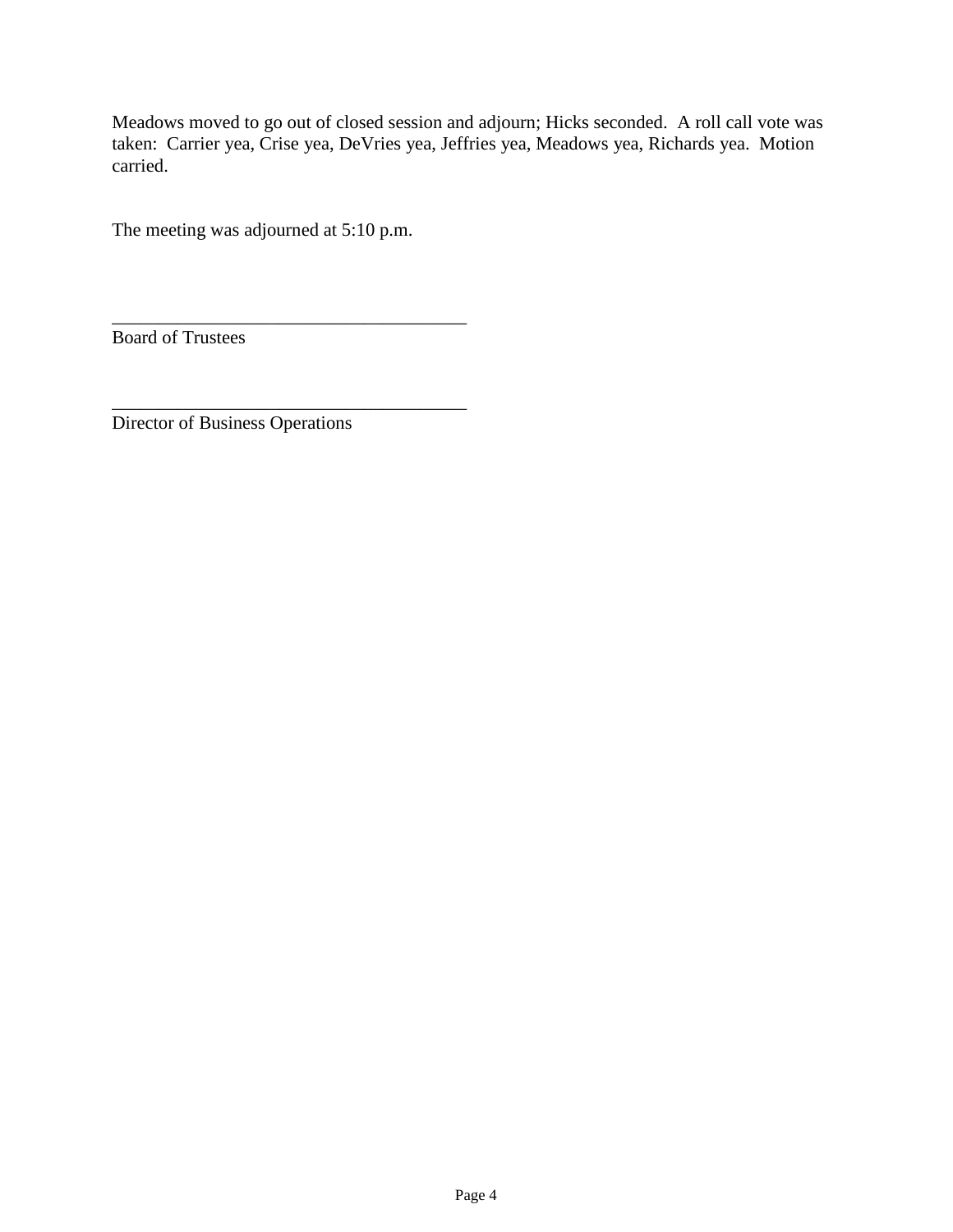Meadows moved to go out of closed session and adjourn; Hicks seconded. A roll call vote was taken: Carrier yea, Crise yea, DeVries yea, Jeffries yea, Meadows yea, Richards yea. Motion carried.

The meeting was adjourned at 5:10 p.m.

_______________________________________
Board of Trustees

_______________________________________
Director of Business Operations